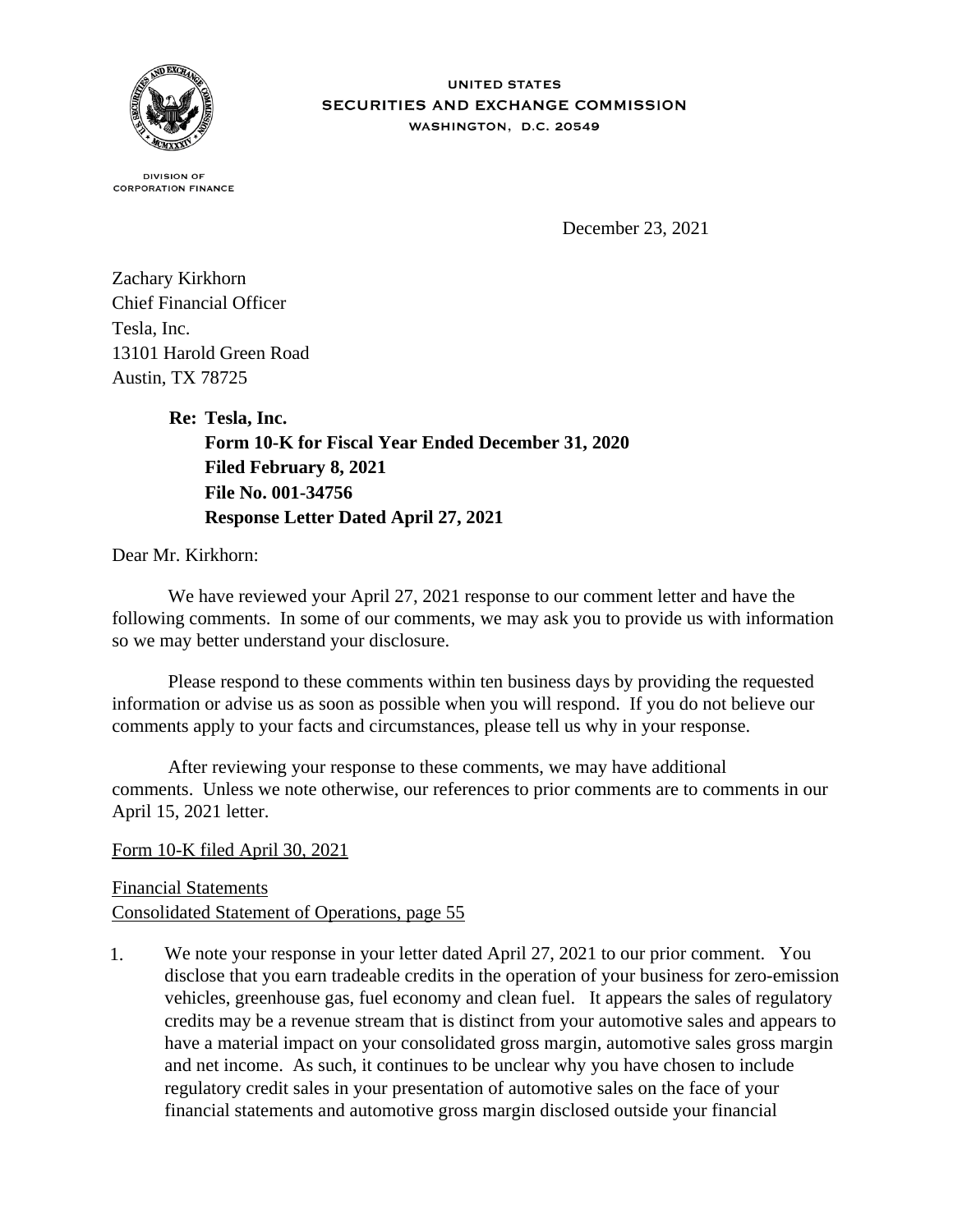UNITED STATES
SECURITIES AND EXCHANGE COMMISSION
WASHINGTON, D.C. 20549

DIVISION OF
CORPORATION FINANCE

December 23, 2021

Zachary Kirkhorn
Chief Financial Officer
Tesla, Inc.
13101 Harold Green Road
Austin, TX 78725

**Re: Tesla, Inc.**
**Form 10-K for Fiscal Year Ended December 31, 2020**
**Filed February 8, 2021**
**File No. 001-34756**
**Response Letter Dated April 27, 2021**

Dear Mr. Kirkhorn:

We have reviewed your April 27, 2021 response to our comment letter and have the following comments. In some of our comments, we may ask you to provide us with information so we may better understand your disclosure.

Please respond to these comments within ten business days by providing the requested information or advise us as soon as possible when you will respond. If you do not believe our comments apply to your facts and circumstances, please tell us why in your response.

After reviewing your response to these comments, we may have additional comments. Unless we note otherwise, our references to prior comments are to comments in our April 15, 2021 letter.

Form 10-K filed April 30, 2021

Financial Statements
Consolidated Statement of Operations, page 55

1. We note your response in your letter dated April 27, 2021 to our prior comment. You disclose that you earn tradeable credits in the operation of your business for zero-emission vehicles, greenhouse gas, fuel economy and clean fuel. It appears the sales of regulatory credits may be a revenue stream that is distinct from your automotive sales and appears to have a material impact on your consolidated gross margin, automotive sales gross margin and net income. As such, it continues to be unclear why you have chosen to include regulatory credit sales in your presentation of automotive sales on the face of your financial statements and automotive gross margin disclosed outside your financial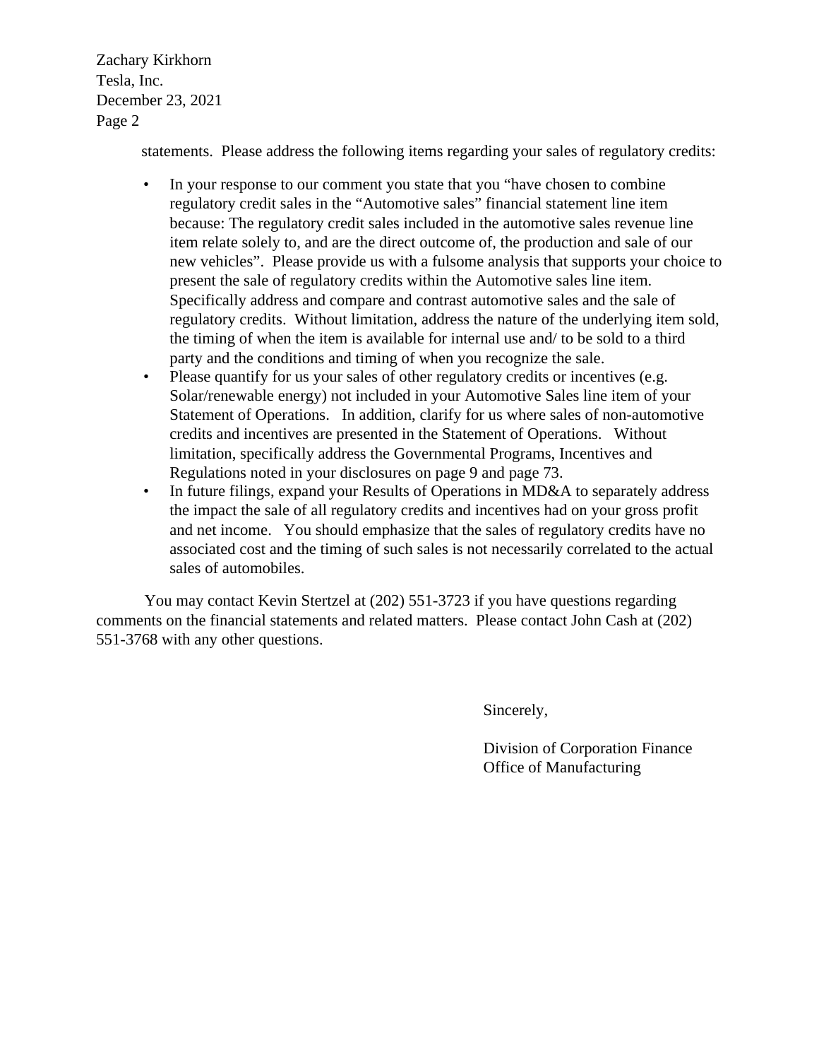statements. Please address the following items regarding your sales of regulatory credits:

- In your response to our comment you state that you "have chosen to combine regulatory credit sales in the "Automotive sales" financial statement line item because: The regulatory credit sales included in the automotive sales revenue line item relate solely to, and are the direct outcome of, the production and sale of our new vehicles". Please provide us with a fulsome analysis that supports your choice to present the sale of regulatory credits within the Automotive sales line item. Specifically address and compare and contrast automotive sales and the sale of regulatory credits. Without limitation, address the nature of the underlying item sold, the timing of when the item is available for internal use and/ to be sold to a third party and the conditions and timing of when you recognize the sale.
- Please quantify for us your sales of other regulatory credits or incentives (e.g. Solar/renewable energy) not included in your Automotive Sales line item of your Statement of Operations. In addition, clarify for us where sales of non-automotive credits and incentives are presented in the Statement of Operations. Without limitation, specifically address the Governmental Programs, Incentives and Regulations noted in your disclosures on page 9 and page 73.
- In future filings, expand your Results of Operations in MD&A to separately address the impact the sale of all regulatory credits and incentives had on your gross profit and net income. You should emphasize that the sales of regulatory credits have no associated cost and the timing of such sales is not necessarily correlated to the actual sales of automobiles.

You may contact Kevin Stertzel at (202) 551-3723 if you have questions regarding comments on the financial statements and related matters. Please contact John Cash at (202) 551-3768 with any other questions.

Sincerely,

Division of Corporation Finance
Office of Manufacturing